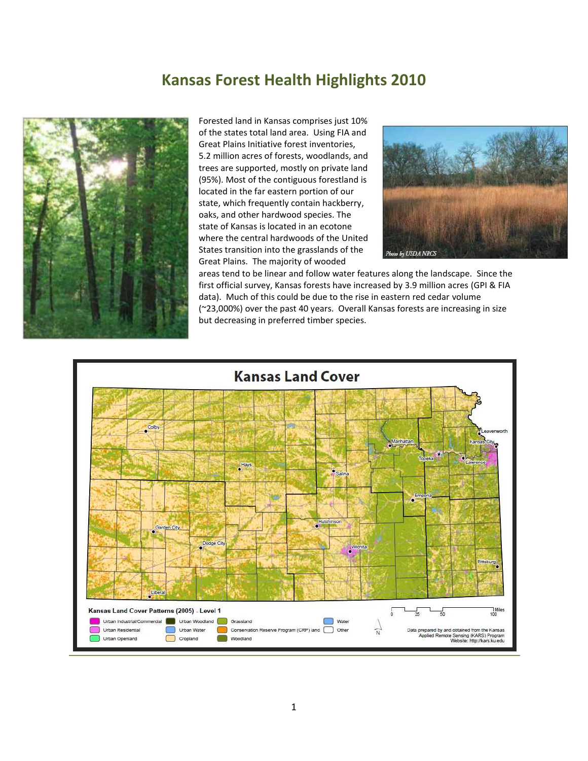# Kansas Forest Health Highlights 2010

Forested land in Kansas comprises just 10% of the states total land area. Using FIA and Great Plains Initiative forest inventories, 5.2 million acres of forests, woodlands, and trees are supported, mostly on private land (95%). Most of the contiguous forestland is located in the far eastern portion of our state, which frequently contain hackberry, oaks, and other hardwood species. The state of Kansas is located in an ecotone where the central hardwoods of the United States transition into the grasslands of the Great Plains. The majority of wooded areas tend to be linear and follow water features along the landscape. Since the first official survey, Kansas forests have increased by 3.9 million acres (GPI & FIA data). Much of this could be due to the rise in eastern red cedar volume (~23,000%) over the past 40 years. Overall Kansas forests are increasing in size but decreasing in preferred timber species.

Photo by USDA NRCS

## Kansas Land Cover

Kansas Land Cover Patterns (2005) - Level 1

Urban Industrial/Commercial, Urban Residential, Urban Openland, Urban Woodland, Urban Water, Cropland, Grassland, Conservation Reserve Program (CRP) land, Woodland, Water, Other

Data prepared by and obtained from the Kansas Applied Remote Sensing (KARS) Program Website: http://kars.ku.edu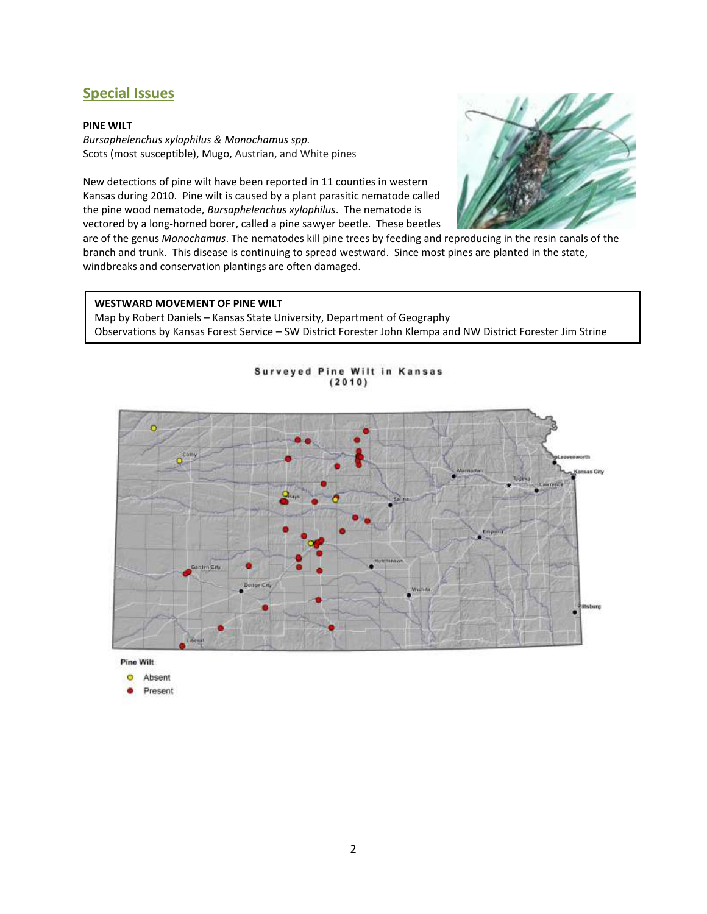## Special Issues

**PINE WILT**

*Bursaphelenchus xylophilus & Monochamus spp.*

Scots (most susceptible), Mugo, Austrian, and White pines

New detections of pine wilt have been reported in 11 counties in western Kansas during 2010. Pine wilt is caused by a plant parasitic nematode called the pine wood nematode, *Bursaphelenchus xylophilus*. The nematode is vectored by a long-horned borer, called a pine sawyer beetle. These beetles are of the genus *Monochamus*. The nematodes kill pine trees by feeding and reproducing in the resin canals of the branch and trunk. This disease is continuing to spread westward. Since most pines are planted in the state, windbreaks and conservation plantings are often damaged.

**WESTWARD MOVEMENT OF PINE WILT**

Map by Robert Daniels – Kansas State University, Department of Geography

Observations by Kansas Forest Service – SW District Forester John Klempa and NW District Forester Jim Strine

Surveyed Pine Wilt in Kansas (2010)

Pine Wilt

- Absent
- Present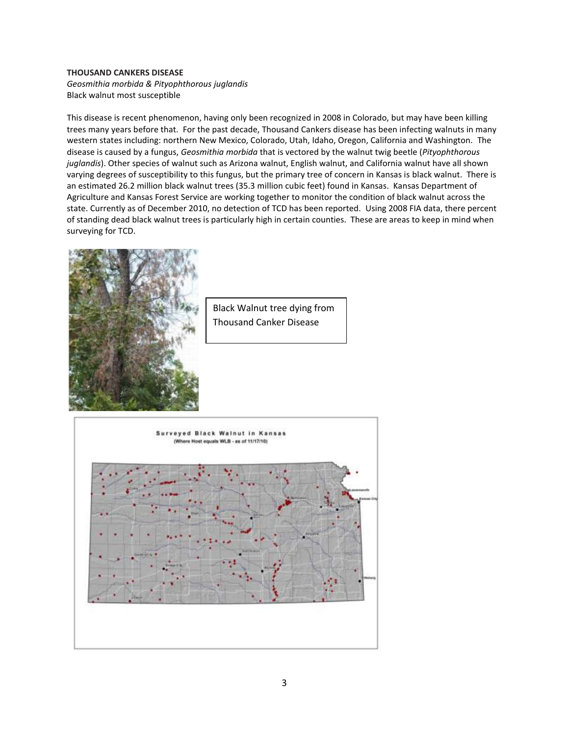**THOUSAND CANKERS DISEASE**
*Geosmithia morbida & Pityophthorous juglandis*
Black walnut most susceptible

This disease is recent phenomenon, having only been recognized in 2008 in Colorado, but may have been killing trees many years before that. For the past decade, Thousand Cankers disease has been infecting walnuts in many western states including: northern New Mexico, Colorado, Utah, Idaho, Oregon, California and Washington. The disease is caused by a fungus, *Geosmithia morbida* that is vectored by the walnut twig beetle (*Pityophthorous juglandis*). Other species of walnut such as Arizona walnut, English walnut, and California walnut have all shown varying degrees of susceptibility to this fungus, but the primary tree of concern in Kansas is black walnut. There is an estimated 26.2 million black walnut trees (35.3 million cubic feet) found in Kansas. Kansas Department of Agriculture and Kansas Forest Service are working together to monitor the condition of black walnut across the state. Currently as of December 2010, no detection of TCD has been reported. Using 2008 FIA data, there percent of standing dead black walnut trees is particularly high in certain counties. These are areas to keep in mind when surveying for TCD.

Black Walnut tree dying from Thousand Canker Disease

Surveyed Black Walnut in Kansas
(Where Host equals WLB - as of 11/17/10)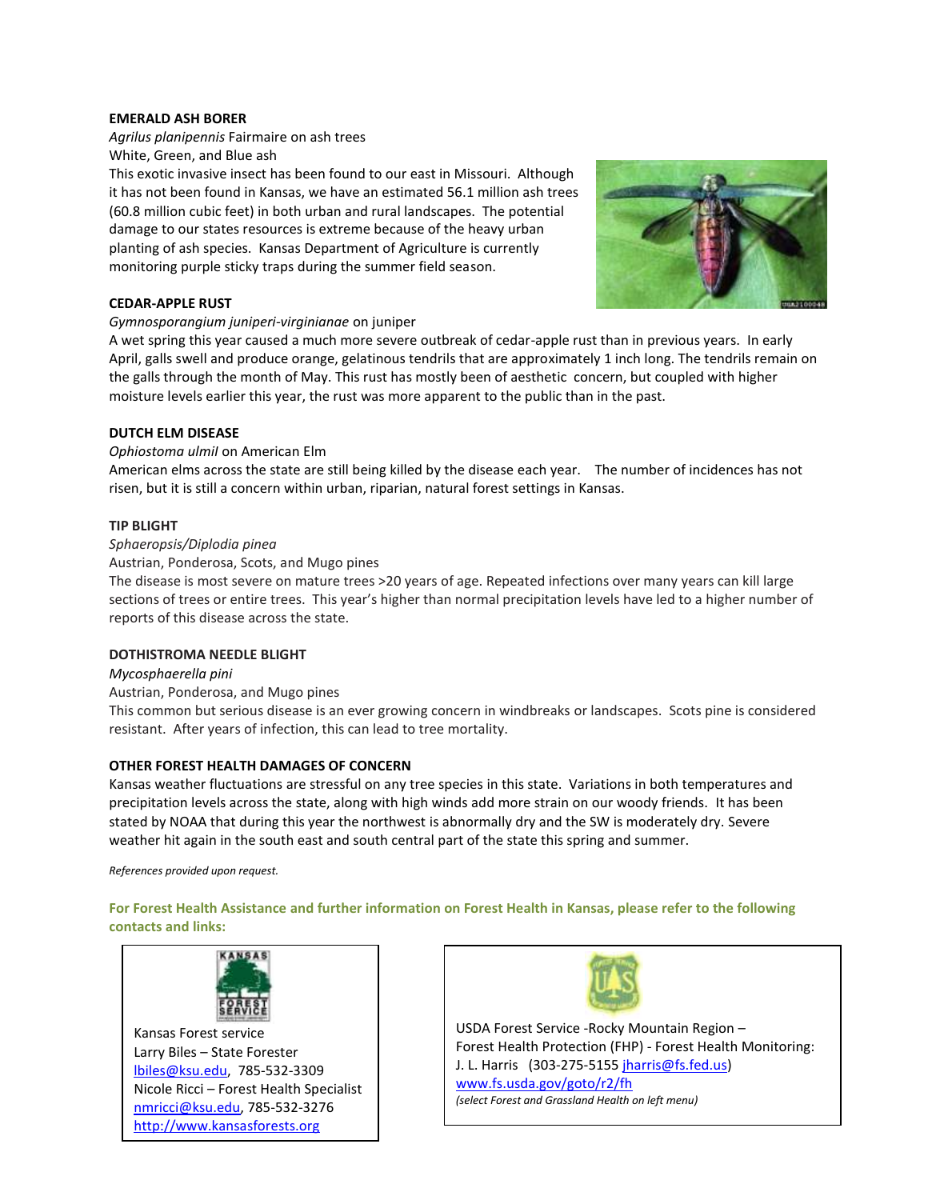**EMERALD ASH BORER**

*Agrilus planipennis* Fairmaire on ash trees

White, Green, and Blue ash

This exotic invasive insect has been found to our east in Missouri. Although it has not been found in Kansas, we have an estimated 56.1 million ash trees (60.8 million cubic feet) in both urban and rural landscapes. The potential damage to our states resources is extreme because of the heavy urban planting of ash species. Kansas Department of Agriculture is currently monitoring purple sticky traps during the summer field season.

**CEDAR-APPLE RUST**

*Gymnosporangium juniperi-virginianae* on juniper

A wet spring this year caused a much more severe outbreak of cedar-apple rust than in previous years. In early April, galls swell and produce orange, gelatinous tendrils that are approximately 1 inch long. The tendrils remain on the galls through the month of May. This rust has mostly been of aesthetic concern, but coupled with higher moisture levels earlier this year, the rust was more apparent to the public than in the past.

**DUTCH ELM DISEASE**

*Ophiostoma ulmil* on American Elm

American elms across the state are still being killed by the disease each year. The number of incidences has not risen, but it is still a concern within urban, riparian, natural forest settings in Kansas.

**TIP BLIGHT**

*Sphaeropsis/Diplodia pinea*

Austrian, Ponderosa, Scots, and Mugo pines

The disease is most severe on mature trees >20 years of age. Repeated infections over many years can kill large sections of trees or entire trees. This year's higher than normal precipitation levels have led to a higher number of reports of this disease across the state.

**DOTHISTROMA NEEDLE BLIGHT**

*Mycosphaerella pini*

Austrian, Ponderosa, and Mugo pines

This common but serious disease is an ever growing concern in windbreaks or landscapes. Scots pine is considered resistant. After years of infection, this can lead to tree mortality.

**OTHER FOREST HEALTH DAMAGES OF CONCERN**

Kansas weather fluctuations are stressful on any tree species in this state. Variations in both temperatures and precipitation levels across the state, along with high winds add more strain on our woody friends. It has been stated by NOAA that during this year the northwest is abnormally dry and the SW is moderately dry. Severe weather hit again in the south east and south central part of the state this spring and summer.

*References provided upon request.*

**For Forest Health Assistance and further information on Forest Health in Kansas, please refer to the following contacts and links:**

Kansas Forest service
Larry Biles – State Forester
lbiles@ksu.edu, 785-532-3309
Nicole Ricci – Forest Health Specialist
nmricci@ksu.edu, 785-532-3276
http://www.kansasforests.org

USDA Forest Service -Rocky Mountain Region –
Forest Health Protection (FHP) - Forest Health Monitoring:
J. L. Harris (303-275-5155 jharris@fs.fed.us)
www.fs.usda.gov/goto/r2/fh
*(select Forest and Grassland Health on left menu)*